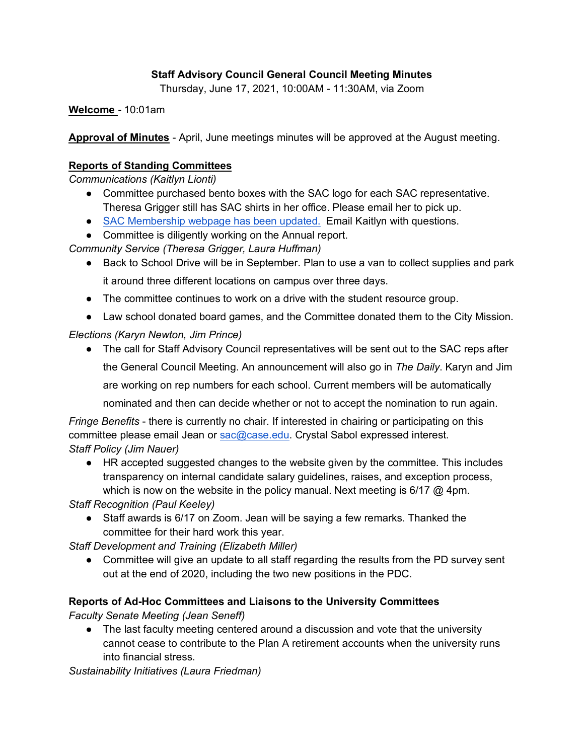**Staff Advisory Council General Council Meeting Minutes**

Thursday, June 17, 2021, 10:00AM - 11:30AM, via Zoom

**Welcome** - 10:01am

**Approval of Minutes** - April, June meetings minutes will be approved at the August meeting.

**Reports of Standing Committees**

*Communications (Kaitlyn Lionti)*

- Committee purchased bento boxes with the SAC logo for each SAC representative. Theresa Grigger still has SAC shirts in her office. Please email her to pick up.
- SAC Membership webpage has been updated. Email Kaitlyn with questions.
- Committee is diligently working on the Annual report.

*Community Service (Theresa Grigger, Laura Huffman)*

- Back to School Drive will be in September. Plan to use a van to collect supplies and park it around three different locations on campus over three days.
- The committee continues to work on a drive with the student resource group.
- Law school donated board games, and the Committee donated them to the City Mission.

*Elections (Karyn Newton, Jim Prince)*

- The call for Staff Advisory Council representatives will be sent out to the SAC reps after the General Council Meeting. An announcement will also go in *The Daily*. Karyn and Jim are working on rep numbers for each school. Current members will be automatically nominated and then can decide whether or not to accept the nomination to run again.

*Fringe Benefits* - there is currently no chair. If interested in chairing or participating on this committee please email Jean or sac@case.edu. Crystal Sabol expressed interest.

*Staff Policy (Jim Nauer)*

- HR accepted suggested changes to the website given by the committee. This includes transparency on internal candidate salary guidelines, raises, and exception process, which is now on the website in the policy manual. Next meeting is 6/17 @ 4pm.

*Staff Recognition (Paul Keeley)*

- Staff awards is 6/17 on Zoom. Jean will be saying a few remarks. Thanked the committee for their hard work this year.

*Staff Development and Training (Elizabeth Miller)*

- Committee will give an update to all staff regarding the results from the PD survey sent out at the end of 2020, including the two new positions in the PDC.

**Reports of Ad-Hoc Committees and Liaisons to the University Committees**

*Faculty Senate Meeting (Jean Seneff)*

- The last faculty meeting centered around a discussion and vote that the university cannot cease to contribute to the Plan A retirement accounts when the university runs into financial stress.

*Sustainability Initiatives (Laura Friedman)*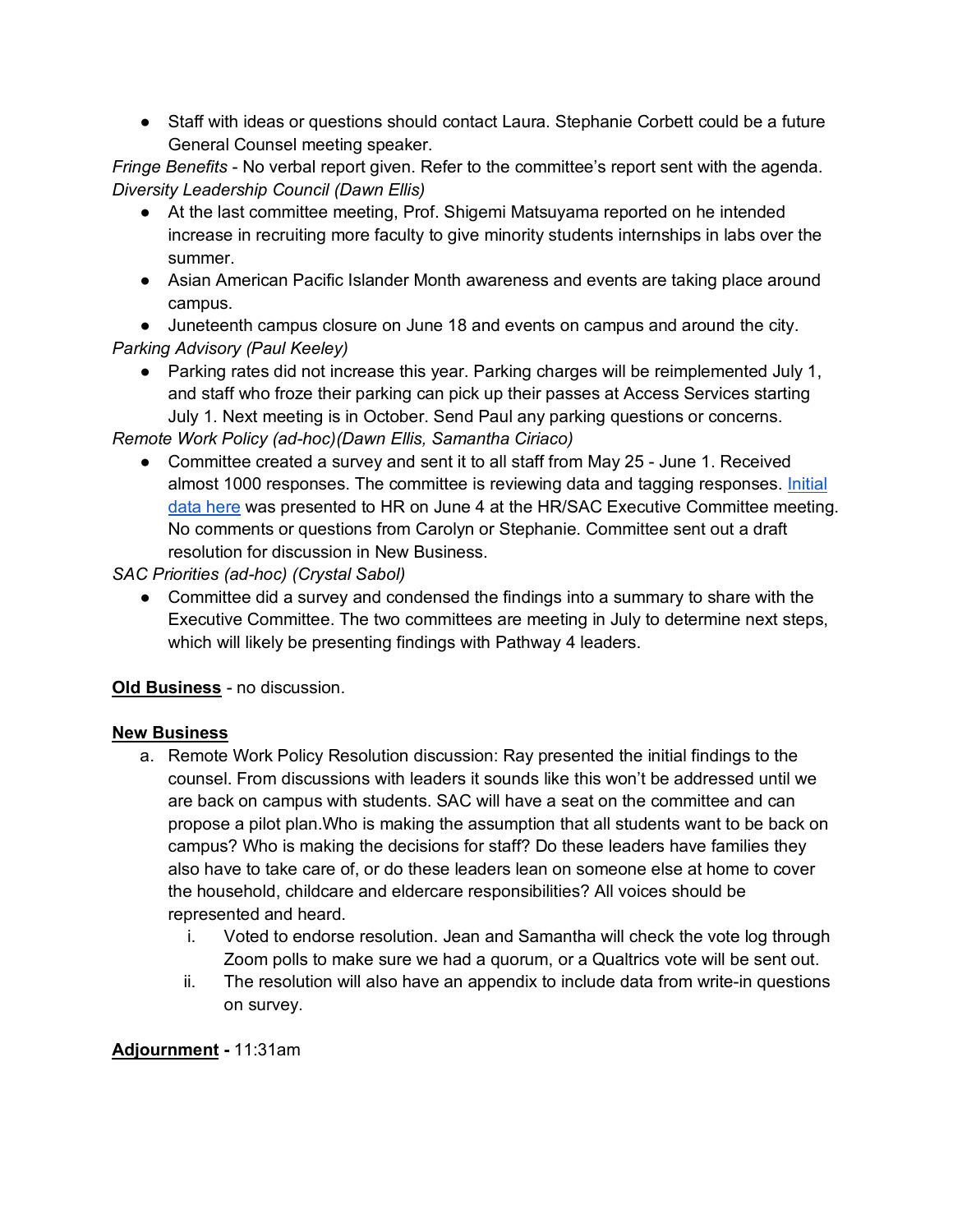- Staff with ideas or questions should contact Laura. Stephanie Corbett could be a future General Counsel meeting speaker.

*Fringe Benefits* - No verbal report given. Refer to the committee's report sent with the agenda.

*Diversity Leadership Council (Dawn Ellis)*

- At the last committee meeting, Prof. Shigemi Matsuyama reported on he intended increase in recruiting more faculty to give minority students internships in labs over the summer.
- Asian American Pacific Islander Month awareness and events are taking place around campus.
- Juneteenth campus closure on June 18 and events on campus and around the city.

*Parking Advisory (Paul Keeley)*

- Parking rates did not increase this year. Parking charges will be reimplemented July 1, and staff who froze their parking can pick up their passes at Access Services starting July 1. Next meeting is in October. Send Paul any parking questions or concerns.

*Remote Work Policy (ad-hoc)(Dawn Ellis, Samantha Ciriaco)*

- Committee created a survey and sent it to all staff from May 25 - June 1. Received almost 1000 responses. The committee is reviewing data and tagging responses. Initial data here was presented to HR on June 4 at the HR/SAC Executive Committee meeting. No comments or questions from Carolyn or Stephanie. Committee sent out a draft resolution for discussion in New Business.

*SAC Priorities (ad-hoc) (Crystal Sabol)*

- Committee did a survey and condensed the findings into a summary to share with the Executive Committee. The two committees are meeting in July to determine next steps, which will likely be presenting findings with Pathway 4 leaders.

**Old Business** - no discussion.

**New Business**

a. Remote Work Policy Resolution discussion: Ray presented the initial findings to the counsel. From discussions with leaders it sounds like this won't be addressed until we are back on campus with students. SAC will have a seat on the committee and can propose a pilot plan.Who is making the assumption that all students want to be back on campus? Who is making the decisions for staff? Do these leaders have families they also have to take care of, or do these leaders lean on someone else at home to cover the household, childcare and eldercare responsibilities? All voices should be represented and heard.
   i. Voted to endorse resolution. Jean and Samantha will check the vote log through Zoom polls to make sure we had a quorum, or a Qualtrics vote will be sent out.
   ii. The resolution will also have an appendix to include data from write-in questions on survey.

**Adjournment -** 11:31am